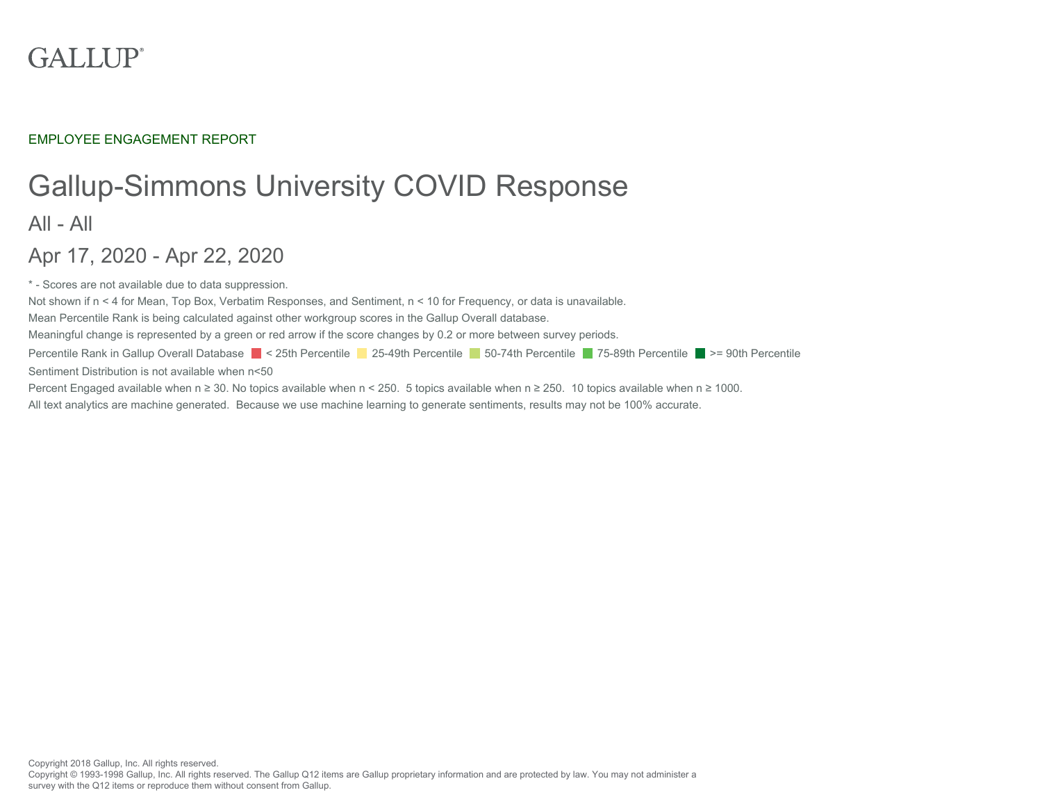GALLUP®

EMPLOYEE ENGAGEMENT REPORT

# Gallup-Simmons University COVID Response

## All - All

## Apr 17, 2020 - Apr 22, 2020

* - Scores are not available due to data suppression.

Not shown if n < 4 for Mean, Top Box, Verbatim Responses, and Sentiment, n < 10 for Frequency, or data is unavailable.

Mean Percentile Rank is being calculated against other workgroup scores in the Gallup Overall database.

Meaningful change is represented by a green or red arrow if the score changes by 0.2 or more between survey periods.

Percentile Rank in Gallup Overall Database: < 25th Percentile, 25-49th Percentile, 50-74th Percentile, 75-89th Percentile, >= 90th Percentile

Sentiment Distribution is not available when n<50

Percent Engaged available when n ≥ 30. No topics available when n < 250. 5 topics available when n ≥ 250. 10 topics available when n ≥ 1000.

All text analytics are machine generated. Because we use machine learning to generate sentiments, results may not be 100% accurate.

Copyright 2018 Gallup, Inc. All rights reserved.

Copyright © 1993-1998 Gallup, Inc. All rights reserved. The Gallup Q12 items are Gallup proprietary information and are protected by law. You may not administer a survey with the Q12 items or reproduce them without consent from Gallup.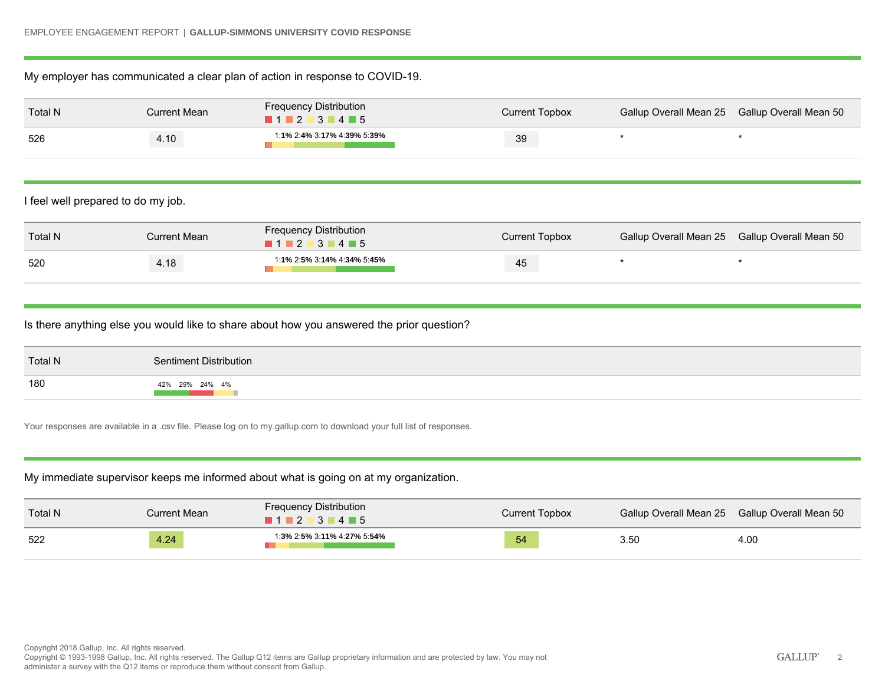My employer has communicated a clear plan of action in response to COVID-19.

| Total N | Current Mean | Frequency Distribution (1 2 3 4 5) | Current Topbox | Gallup Overall Mean 25 | Gallup Overall Mean 50 |
|---|---|---|---|---|---|
| 526 | 4.10 | 1:**1%** 2:**4%** 3:**17%** 4:**39%** 5:**39%** | 39 | * | * |

I feel well prepared to do my job.

| Total N | Current Mean | Frequency Distribution (1 2 3 4 5) | Current Topbox | Gallup Overall Mean 25 | Gallup Overall Mean 50 |
|---|---|---|---|---|---|
| 520 | 4.18 | 1:**1%** 2:**5%** 3:**14%** 4:**34%** 5:**45%** | 45 | * | * |

Is there anything else you would like to share about how you answered the prior question?

| Total N | Sentiment Distribution |
|---|---|
| 180 | 42% 29% 24% 4% |

Your responses are available in a .csv file. Please log on to my.gallup.com to download your full list of responses.

My immediate supervisor keeps me informed about what is going on at my organization.

| Total N | Current Mean | Frequency Distribution (1 2 3 4 5) | Current Topbox | Gallup Overall Mean 25 | Gallup Overall Mean 50 |
|---|---|---|---|---|---|
| 522 | 4.24 | 1:**3%** 2:**5%** 3:**11%** 4:**27%** 5:**54%** | 54 | 3.50 | 4.00 |

Copyright 2018 Gallup, Inc. All rights reserved.
Copyright © 1993-1998 Gallup, Inc. All rights reserved. The Gallup Q12 items are Gallup proprietary information and are protected by law. You may not administer a survey with the Q12 items or reproduce them without consent from Gallup.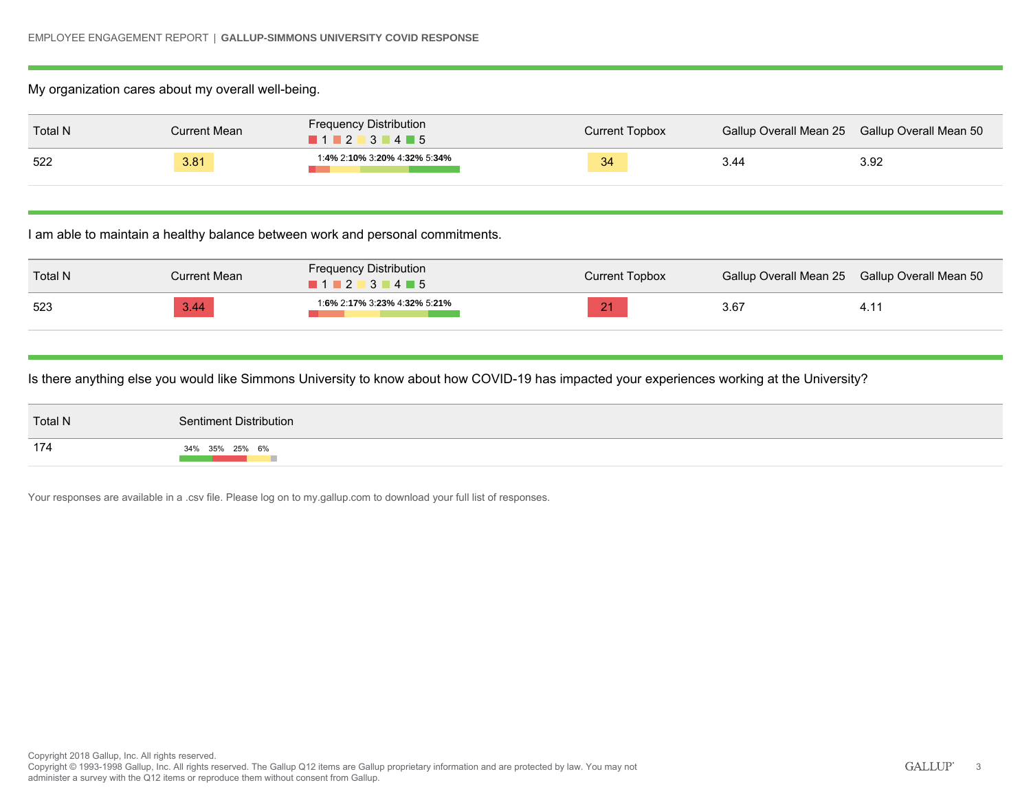My organization cares about my overall well-being.

| Total N | Current Mean | Frequency Distribution (1 2 3 4 5) | Current Topbox | Gallup Overall Mean 25 | Gallup Overall Mean 50 |
| --- | --- | --- | --- | --- | --- |
| 522 | 3.81 | 1:**4%** 2:**10%** 3:**20%** 4:**32%** 5:**34%** | 34 | 3.44 | 3.92 |

I am able to maintain a healthy balance between work and personal commitments.

| Total N | Current Mean | Frequency Distribution (1 2 3 4 5) | Current Topbox | Gallup Overall Mean 25 | Gallup Overall Mean 50 |
| --- | --- | --- | --- | --- | --- |
| 523 | 3.44 | 1:**6%** 2:**17%** 3:**23%** 4:**32%** 5:**21%** | 21 | 3.67 | 4.11 |

Is there anything else you would like Simmons University to know about how COVID-19 has impacted your experiences working at the University?

| Total N | Sentiment Distribution |
| --- | --- |
| 174 | 34% 35% 25% 6% |

Your responses are available in a .csv file. Please log on to my.gallup.com to download your full list of responses.

Copyright 2018 Gallup, Inc. All rights reserved.
Copyright © 1993-1998 Gallup, Inc. All rights reserved. The Gallup Q12 items are Gallup proprietary information and are protected by law. You may not administer a survey with the Q12 items or reproduce them without consent from Gallup.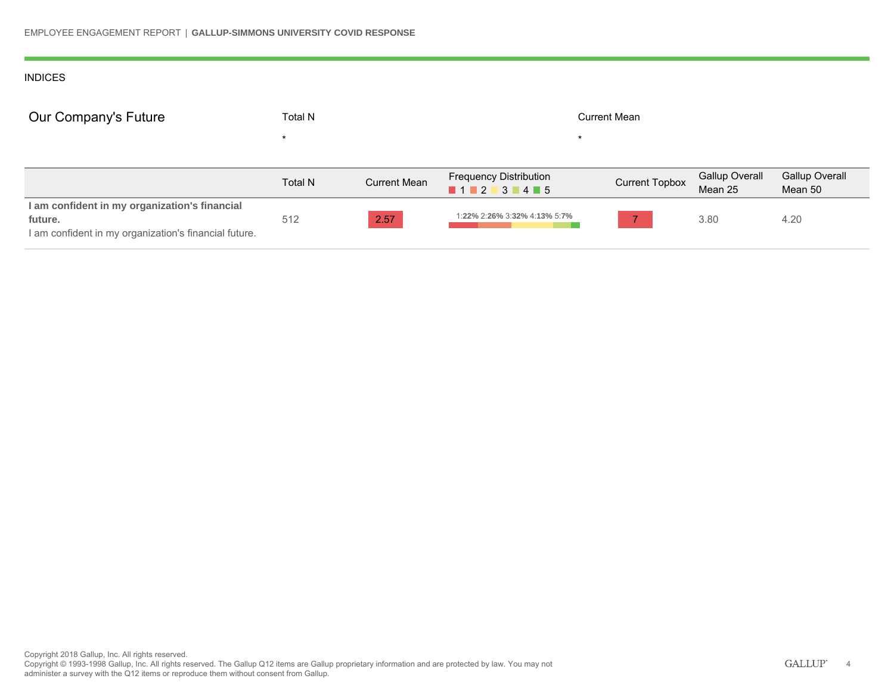INDICES

## Our Company's Future

| Total N | Current Mean |
|---|---|
| * | * |

| | Total N | Current Mean | Frequency Distribution 1 2 3 4 5 | Current Topbox | Gallup Overall Mean 25 | Gallup Overall Mean 50 |
|---|---|---|---|---|---|---|
| **I am confident in my organization's financial future.** I am confident in my organization's financial future. | 512 | 2.57 | 1:**22%** 2:**26%** 3:**32%** 4:**13%** 5:**7%** | 7 | 3.80 | 4.20 |

Copyright 2018 Gallup, Inc. All rights reserved.
Copyright © 1993-1998 Gallup, Inc. All rights reserved. The Gallup Q12 items are Gallup proprietary information and are protected by law. You may not administer a survey with the Q12 items or reproduce them without consent from Gallup.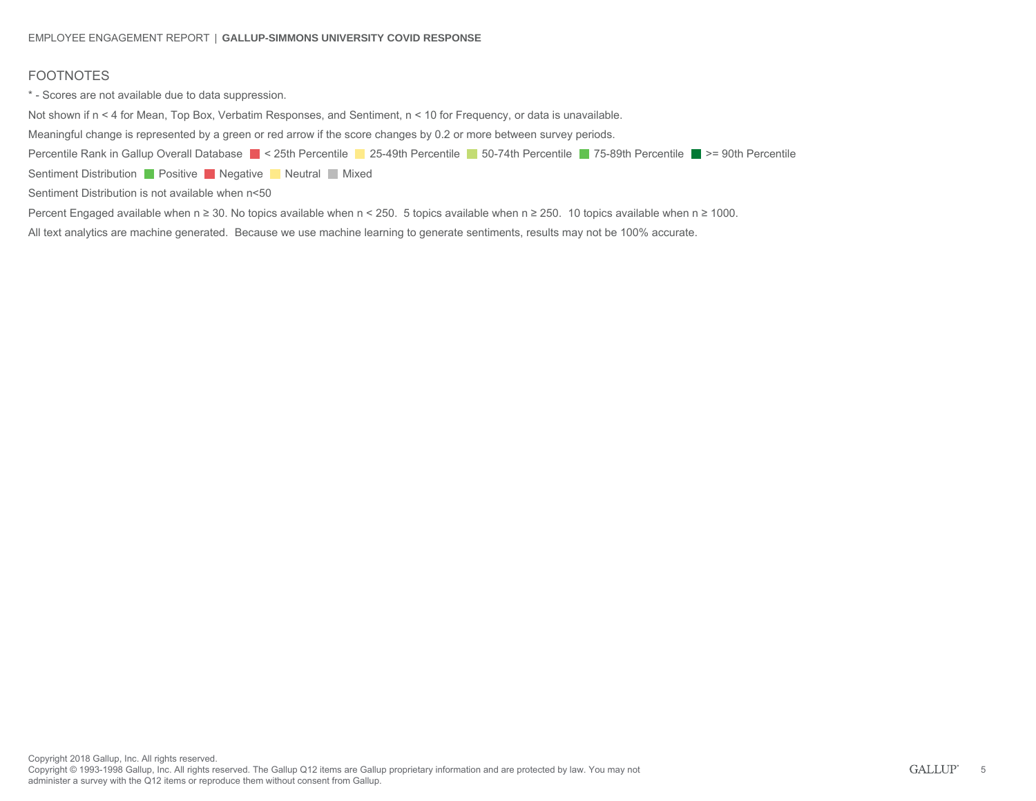## FOOTNOTES

* - Scores are not available due to data suppression.

Not shown if n < 4 for Mean, Top Box, Verbatim Responses, and Sentiment, n < 10 for Frequency, or data is unavailable.

Meaningful change is represented by a green or red arrow if the score changes by 0.2 or more between survey periods.

Percentile Rank in Gallup Overall Database ■ < 25th Percentile ■ 25-49th Percentile ■ 50-74th Percentile ■ 75-89th Percentile ■ >= 90th Percentile

Sentiment Distribution ■ Positive ■ Negative ■ Neutral ■ Mixed

Sentiment Distribution is not available when n<50

Percent Engaged available when n ≥ 30. No topics available when n < 250. 5 topics available when n ≥ 250. 10 topics available when n ≥ 1000.

All text analytics are machine generated. Because we use machine learning to generate sentiments, results may not be 100% accurate.

Copyright 2018 Gallup, Inc. All rights reserved.
Copyright © 1993-1998 Gallup, Inc. All rights reserved. The Gallup Q12 items are Gallup proprietary information and are protected by law. You may not administer a survey with the Q12 items or reproduce them without consent from Gallup.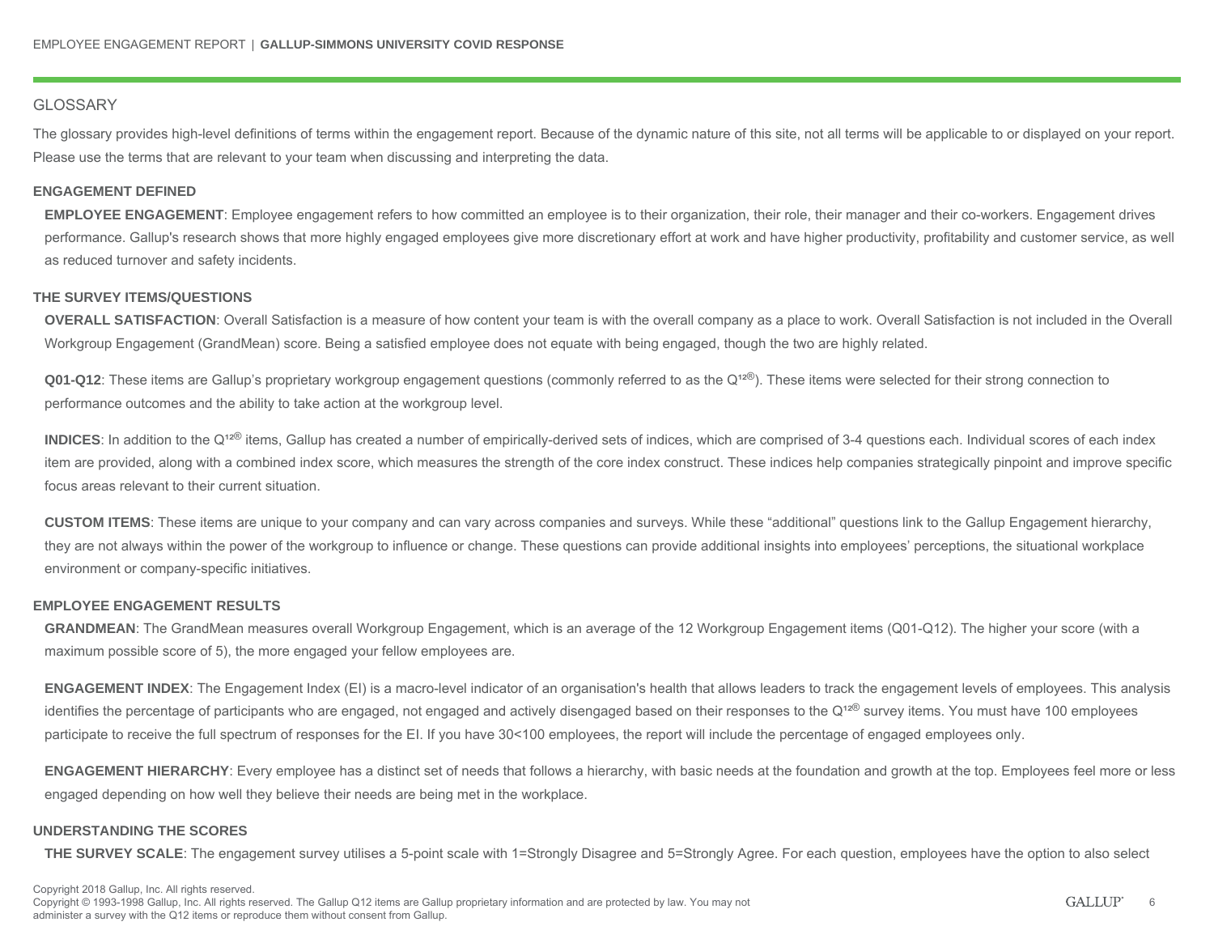## GLOSSARY

The glossary provides high-level definitions of terms within the engagement report. Because of the dynamic nature of this site, not all terms will be applicable to or displayed on your report. Please use the terms that are relevant to your team when discussing and interpreting the data.

### ENGAGEMENT DEFINED

**EMPLOYEE ENGAGEMENT**: Employee engagement refers to how committed an employee is to their organization, their role, their manager and their co-workers. Engagement drives performance. Gallup's research shows that more highly engaged employees give more discretionary effort at work and have higher productivity, profitability and customer service, as well as reduced turnover and safety incidents.

### THE SURVEY ITEMS/QUESTIONS

**OVERALL SATISFACTION**: Overall Satisfaction is a measure of how content your team is with the overall company as a place to work. Overall Satisfaction is not included in the Overall Workgroup Engagement (GrandMean) score. Being a satisfied employee does not equate with being engaged, though the two are highly related.

**Q01-Q12**: These items are Gallup's proprietary workgroup engagement questions (commonly referred to as the Q¹²®). These items were selected for their strong connection to performance outcomes and the ability to take action at the workgroup level.

**INDICES**: In addition to the Q¹²® items, Gallup has created a number of empirically-derived sets of indices, which are comprised of 3-4 questions each. Individual scores of each index item are provided, along with a combined index score, which measures the strength of the core index construct. These indices help companies strategically pinpoint and improve specific focus areas relevant to their current situation.

**CUSTOM ITEMS**: These items are unique to your company and can vary across companies and surveys. While these "additional" questions link to the Gallup Engagement hierarchy, they are not always within the power of the workgroup to influence or change. These questions can provide additional insights into employees' perceptions, the situational workplace environment or company-specific initiatives.

### EMPLOYEE ENGAGEMENT RESULTS

**GRANDMEAN**: The GrandMean measures overall Workgroup Engagement, which is an average of the 12 Workgroup Engagement items (Q01-Q12). The higher your score (with a maximum possible score of 5), the more engaged your fellow employees are.

**ENGAGEMENT INDEX**: The Engagement Index (EI) is a macro-level indicator of an organisation's health that allows leaders to track the engagement levels of employees. This analysis identifies the percentage of participants who are engaged, not engaged and actively disengaged based on their responses to the Q¹²® survey items. You must have 100 employees participate to receive the full spectrum of responses for the EI. If you have 30<100 employees, the report will include the percentage of engaged employees only.

**ENGAGEMENT HIERARCHY**: Every employee has a distinct set of needs that follows a hierarchy, with basic needs at the foundation and growth at the top. Employees feel more or less engaged depending on how well they believe their needs are being met in the workplace.

### UNDERSTANDING THE SCORES

**THE SURVEY SCALE**: The engagement survey utilises a 5-point scale with 1=Strongly Disagree and 5=Strongly Agree. For each question, employees have the option to also select

Copyright 2018 Gallup, Inc. All rights reserved.
Copyright © 1993-1998 Gallup, Inc. All rights reserved. The Gallup Q12 items are Gallup proprietary information and are protected by law. You may not administer a survey with the Q12 items or reproduce them without consent from Gallup.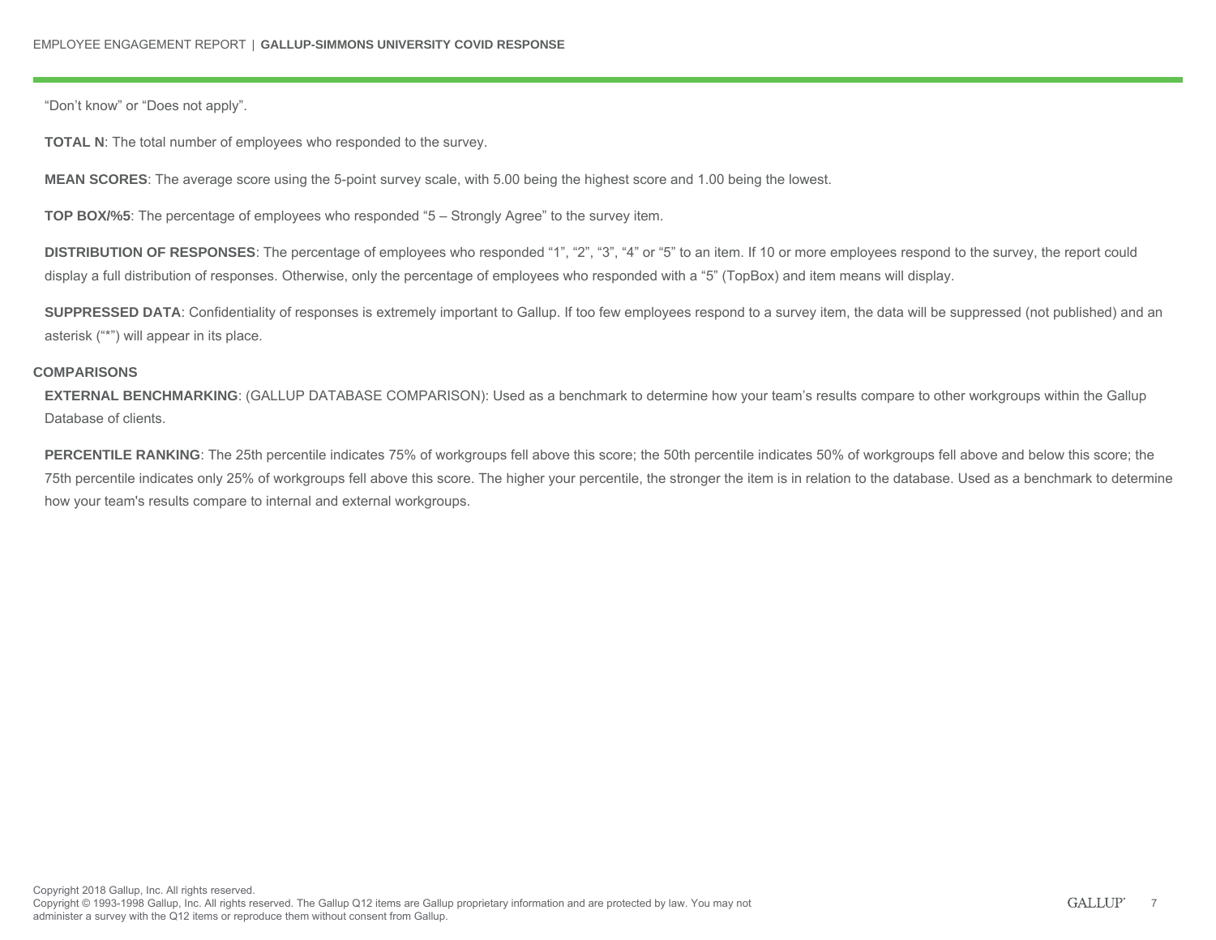“Don’t know” or “Does not apply”.

**TOTAL N**: The total number of employees who responded to the survey.

**MEAN SCORES**: The average score using the 5-point survey scale, with 5.00 being the highest score and 1.00 being the lowest.

**TOP BOX/%5**: The percentage of employees who responded “5 – Strongly Agree” to the survey item.

**DISTRIBUTION OF RESPONSES**: The percentage of employees who responded “1”, “2”, “3”, “4” or “5” to an item. If 10 or more employees respond to the survey, the report could display a full distribution of responses. Otherwise, only the percentage of employees who responded with a “5” (TopBox) and item means will display.

**SUPPRESSED DATA**: Confidentiality of responses is extremely important to Gallup. If too few employees respond to a survey item, the data will be suppressed (not published) and an asterisk (“*”) will appear in its place.

### COMPARISONS

**EXTERNAL BENCHMARKING**: (GALLUP DATABASE COMPARISON): Used as a benchmark to determine how your team’s results compare to other workgroups within the Gallup Database of clients.

**PERCENTILE RANKING**: The 25th percentile indicates 75% of workgroups fell above this score; the 50th percentile indicates 50% of workgroups fell above and below this score; the 75th percentile indicates only 25% of workgroups fell above this score. The higher your percentile, the stronger the item is in relation to the database. Used as a benchmark to determine how your team's results compare to internal and external workgroups.

Copyright 2018 Gallup, Inc. All rights reserved.
Copyright © 1993-1998 Gallup, Inc. All rights reserved. The Gallup Q12 items are Gallup proprietary information and are protected by law. You may not administer a survey with the Q12 items or reproduce them without consent from Gallup.